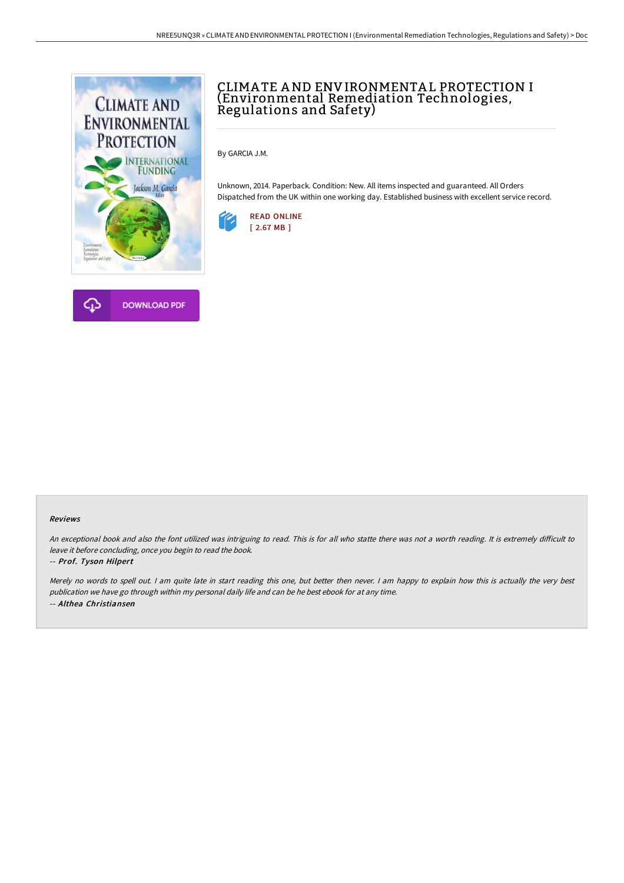# CLIMATE AND ENVIRONMENTAL PROTECTION I (Environmental Remediation Technologies, Regulations and Safety)

By GARCIA J.M.

Unknown, 2014. Paperback. Condition: New. All items inspected and guaranteed. All Orders Dispatched from the UK within one working day. Established business with excellent service record.

READ ONLINE
[ 2.67 MB ]

DOWNLOAD PDF

#### Reviews

*An exceptional book and also the font utilized was intriguing to read. This is for all who statte there was not a worth reading. It is extremely difficult to leave it before concluding, once you begin to read the book.*

-- ***Prof. Tyson Hilpert***

*Merely no words to spell out. I am quite late in start reading this one, but better then never. I am happy to explain how this is actually the very best publication we have go through within my personal daily life and can be he best ebook for at any time.*

-- ***Althea Christiansen***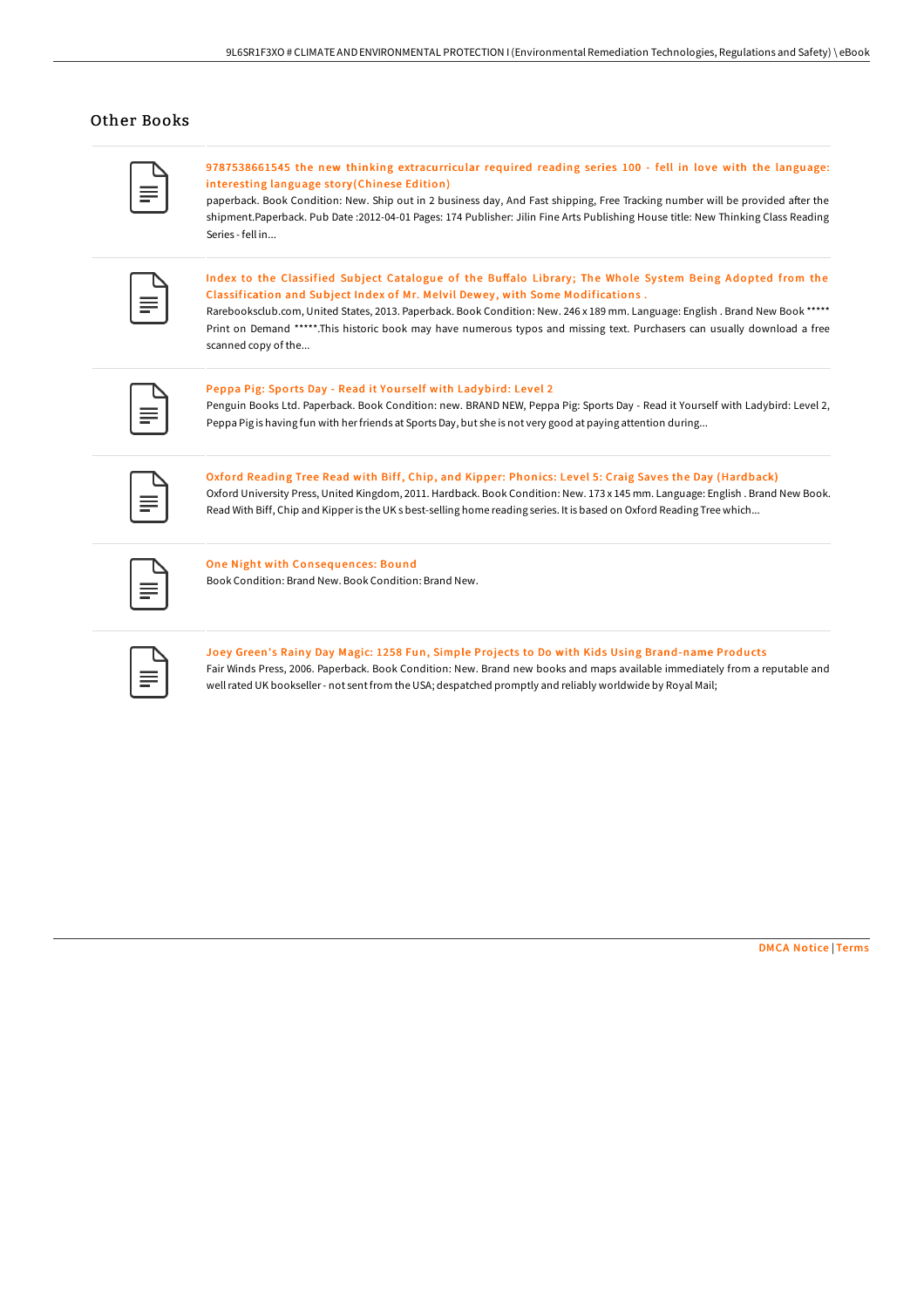## Other Books

**9787538661545 the new thinking extracurricular required reading series 100 - fell in love with the language: interesting language story(Chinese Edition)**

paperback. Book Condition: New. Ship out in 2 business day, And Fast shipping, Free Tracking number will be provided after the shipment.Paperback. Pub Date :2012-04-01 Pages: 174 Publisher: Jilin Fine Arts Publishing House title: New Thinking Class Reading Series - fell in...

**Index to the Classified Subject Catalogue of the Buffalo Library; The Whole System Being Adopted from the Classification and Subject Index of Mr. Melvil Dewey, with Some Modifications .**

Rarebooksclub.com, United States, 2013. Paperback. Book Condition: New. 246 x 189 mm. Language: English . Brand New Book ***** Print on Demand *****.This historic book may have numerous typos and missing text. Purchasers can usually download a free scanned copy of the...

**Peppa Pig: Sports Day - Read it Yourself with Ladybird: Level 2**

Penguin Books Ltd. Paperback. Book Condition: new. BRAND NEW, Peppa Pig: Sports Day - Read it Yourself with Ladybird: Level 2, Peppa Pig is having fun with her friends at Sports Day, but she is not very good at paying attention during...

**Oxford Reading Tree Read with Biff, Chip, and Kipper: Phonics: Level 5: Craig Saves the Day (Hardback)**

Oxford University Press, United Kingdom, 2011. Hardback. Book Condition: New. 173 x 145 mm. Language: English . Brand New Book. Read With Biff, Chip and Kipper is the UK s best-selling home reading series. It is based on Oxford Reading Tree which...

**One Night with Consequences: Bound**

Book Condition: Brand New. Book Condition: Brand New.

**Joey Green's Rainy Day Magic: 1258 Fun, Simple Projects to Do with Kids Using Brand-name Products**

Fair Winds Press, 2006. Paperback. Book Condition: New. Brand new books and maps available immediately from a reputable and well rated UK bookseller - not sent from the USA; despatched promptly and reliably worldwide by Royal Mail;